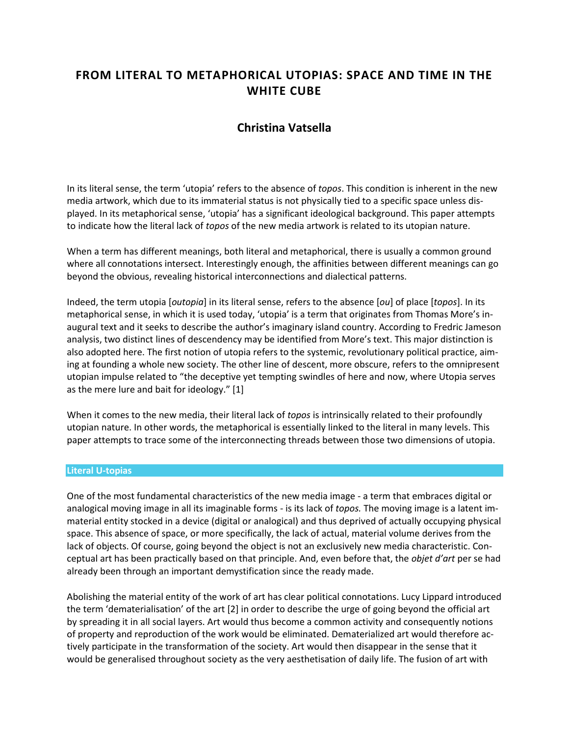# FROM LITERAL TO METAPHORICAL UTOPIAS: SPACE AND TIME IN THE WHITE CUBE

## Christina Vatsella

In its literal sense, the term 'utopia' refers to the absence of *topos*. This condition is inherent in the new media artwork, which due to its immaterial status is not physically tied to a specific space unless displayed. In its metaphorical sense, 'utopia' has a significant ideological background. This paper attempts to indicate how the literal lack of *topos* of the new media artwork is related to its utopian nature.

When a term has different meanings, both literal and metaphorical, there is usually a common ground where all connotations intersect. Interestingly enough, the affinities between different meanings can go beyond the obvious, revealing historical interconnections and dialectical patterns.

Indeed, the term utopia [*outopia*] in its literal sense, refers to the absence [*ou*] of place [*topos*]. In its metaphorical sense, in which it is used today, 'utopia' is a term that originates from Thomas More's inaugural text and it seeks to describe the author's imaginary island country. According to Fredric Jameson analysis, two distinct lines of descendency may be identified from More's text. This major distinction is also adopted here. The first notion of utopia refers to the systemic, revolutionary political practice, aiming at founding a whole new society. The other line of descent, more obscure, refers to the omnipresent utopian impulse related to "the deceptive yet tempting swindles of here and now, where Utopia serves as the mere lure and bait for ideology." [1]

When it comes to the new media, their literal lack of *topos* is intrinsically related to their profoundly utopian nature. In other words, the metaphorical is essentially linked to the literal in many levels. This paper attempts to trace some of the interconnecting threads between those two dimensions of utopia.

### Literal U-topias

One of the most fundamental characteristics of the new media image - a term that embraces digital or analogical moving image in all its imaginable forms - is its lack of *topos.* The moving image is a latent immaterial entity stocked in a device (digital or analogical) and thus deprived of actually occupying physical space. This absence of space, or more specifically, the lack of actual, material volume derives from the lack of objects. Of course, going beyond the object is not an exclusively new media characteristic. Conceptual art has been practically based on that principle. And, even before that, the *objet d'art* per se had already been through an important demystification since the ready made.

Abolishing the material entity of the work of art has clear political connotations. Lucy Lippard introduced the term 'dematerialisation' of the art [2] in order to describe the urge of going beyond the official art by spreading it in all social layers. Art would thus become a common activity and consequently notions of property and reproduction of the work would be eliminated. Dematerialized art would therefore actively participate in the transformation of the society. Art would then disappear in the sense that it would be generalised throughout society as the very aesthetisation of daily life. The fusion of art with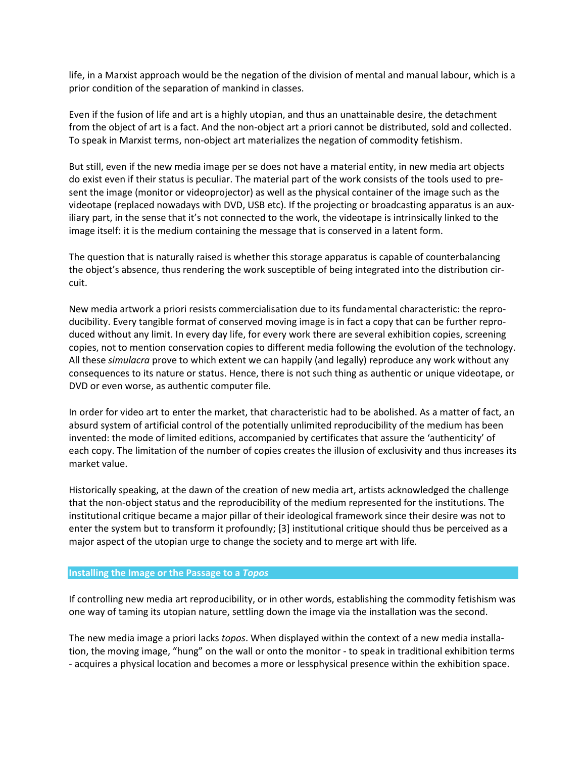life, in a Marxist approach would be the negation of the division of mental and manual labour, which is a prior condition of the separation of mankind in classes.

Even if the fusion of life and art is a highly utopian, and thus an unattainable desire, the detachment from the object of art is a fact. And the non-object art a priori cannot be distributed, sold and collected. To speak in Marxist terms, non-object art materializes the negation of commodity fetishism.

But still, even if the new media image per se does not have a material entity, in new media art objects do exist even if their status is peculiar. The material part of the work consists of the tools used to present the image (monitor or videoprojector) as well as the physical container of the image such as the videotape (replaced nowadays with DVD, USB etc). If the projecting or broadcasting apparatus is an auxiliary part, in the sense that it's not connected to the work, the videotape is intrinsically linked to the image itself: it is the medium containing the message that is conserved in a latent form.

The question that is naturally raised is whether this storage apparatus is capable of counterbalancing the object's absence, thus rendering the work susceptible of being integrated into the distribution circuit.

New media artwork a priori resists commercialisation due to its fundamental characteristic: the reproducibility. Every tangible format of conserved moving image is in fact a copy that can be further reproduced without any limit. In every day life, for every work there are several exhibition copies, screening copies, not to mention conservation copies to different media following the evolution of the technology. All these *simulacra* prove to which extent we can happily (and legally) reproduce any work without any consequences to its nature or status. Hence, there is not such thing as authentic or unique videotape, or DVD or even worse, as authentic computer file.

In order for video art to enter the market, that characteristic had to be abolished. As a matter of fact, an absurd system of artificial control of the potentially unlimited reproducibility of the medium has been invented: the mode of limited editions, accompanied by certificates that assure the 'authenticity' of each copy. The limitation of the number of copies creates the illusion of exclusivity and thus increases its market value.

Historically speaking, at the dawn of the creation of new media art, artists acknowledged the challenge that the non-object status and the reproducibility of the medium represented for the institutions. The institutional critique became a major pillar of their ideological framework since their desire was not to enter the system but to transform it profoundly; [3] institutional critique should thus be perceived as a major aspect of the utopian urge to change the society and to merge art with life.

## Installing the Image or the Passage to a *Topos*

If controlling new media art reproducibility, or in other words, establishing the commodity fetishism was one way of taming its utopian nature, settling down the image via the installation was the second.

The new media image a priori lacks *topos*. When displayed within the context of a new media installation, the moving image, "hung" on the wall or onto the monitor - to speak in traditional exhibition terms - acquires a physical location and becomes a more or lessphysical presence within the exhibition space.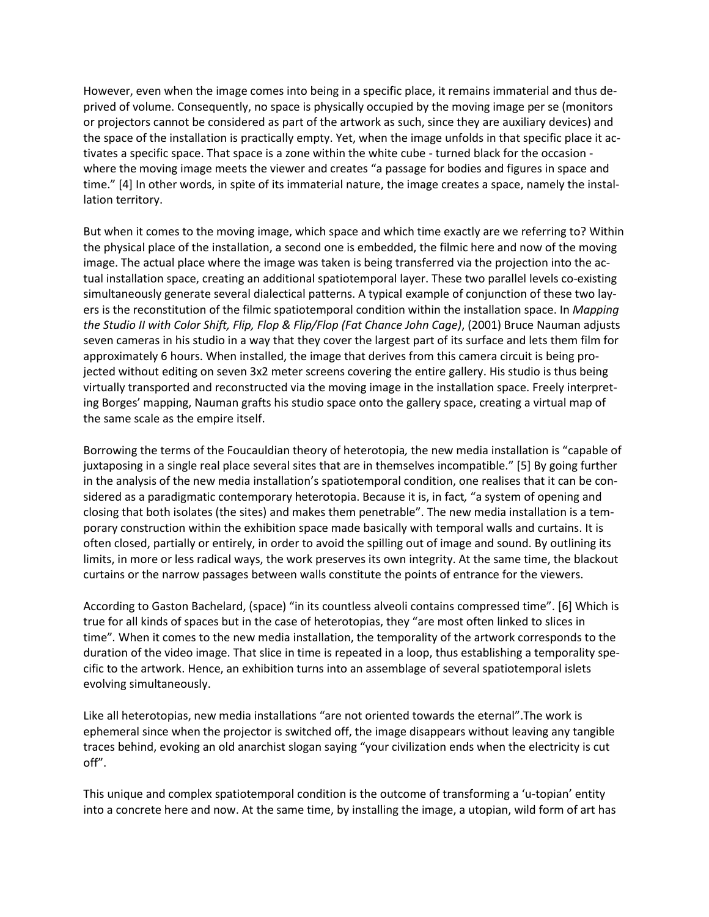However, even when the image comes into being in a specific place, it remains immaterial and thus deprived of volume. Consequently, no space is physically occupied by the moving image per se (monitors or projectors cannot be considered as part of the artwork as such, since they are auxiliary devices) and the space of the installation is practically empty. Yet, when the image unfolds in that specific place it activates a specific space. That space is a zone within the white cube - turned black for the occasion - where the moving image meets the viewer and creates "a passage for bodies and figures in space and time." [4] In other words, in spite of its immaterial nature, the image creates a space, namely the installation territory.

But when it comes to the moving image, which space and which time exactly are we referring to? Within the physical place of the installation, a second one is embedded, the filmic here and now of the moving image. The actual place where the image was taken is being transferred via the projection into the actual installation space, creating an additional spatiotemporal layer. These two parallel levels co-existing simultaneously generate several dialectical patterns. A typical example of conjunction of these two layers is the reconstitution of the filmic spatiotemporal condition within the installation space. In *Mapping the Studio II with Color Shift, Flip, Flop & Flip/Flop (Fat Chance John Cage)*, (2001) Bruce Nauman adjusts seven cameras in his studio in a way that they cover the largest part of its surface and lets them film for approximately 6 hours. When installed, the image that derives from this camera circuit is being projected without editing on seven 3x2 meter screens covering the entire gallery. His studio is thus being virtually transported and reconstructed via the moving image in the installation space. Freely interpreting Borges' mapping, Nauman grafts his studio space onto the gallery space, creating a virtual map of the same scale as the empire itself.

Borrowing the terms of the Foucauldian theory of heterotopia*,* the new media installation is "capable of juxtaposing in a single real place several sites that are in themselves incompatible." [5] By going further in the analysis of the new media installation's spatiotemporal condition, one realises that it can be considered as a paradigmatic contemporary heterotopia. Because it is, in fact*,* "a system of opening and closing that both isolates (the sites) and makes them penetrable". The new media installation is a temporary construction within the exhibition space made basically with temporal walls and curtains. It is often closed, partially or entirely, in order to avoid the spilling out of image and sound. By outlining its limits, in more or less radical ways, the work preserves its own integrity. At the same time, the blackout curtains or the narrow passages between walls constitute the points of entrance for the viewers.

According to Gaston Bachelard, (space) "in its countless alveoli contains compressed time". [6] Which is true for all kinds of spaces but in the case of heterotopias, they "are most often linked to slices in time"*.* When it comes to the new media installation, the temporality of the artwork corresponds to the duration of the video image. That slice in time is repeated in a loop, thus establishing a temporality specific to the artwork. Hence, an exhibition turns into an assemblage of several spatiotemporal islets evolving simultaneously.

Like all heterotopias, new media installations "are not oriented towards the eternal".The work is ephemeral since when the projector is switched off, the image disappears without leaving any tangible traces behind, evoking an old anarchist slogan saying "your civilization ends when the electricity is cut off".

This unique and complex spatiotemporal condition is the outcome of transforming a 'u-topian' entity into a concrete here and now. At the same time, by installing the image, a utopian, wild form of art has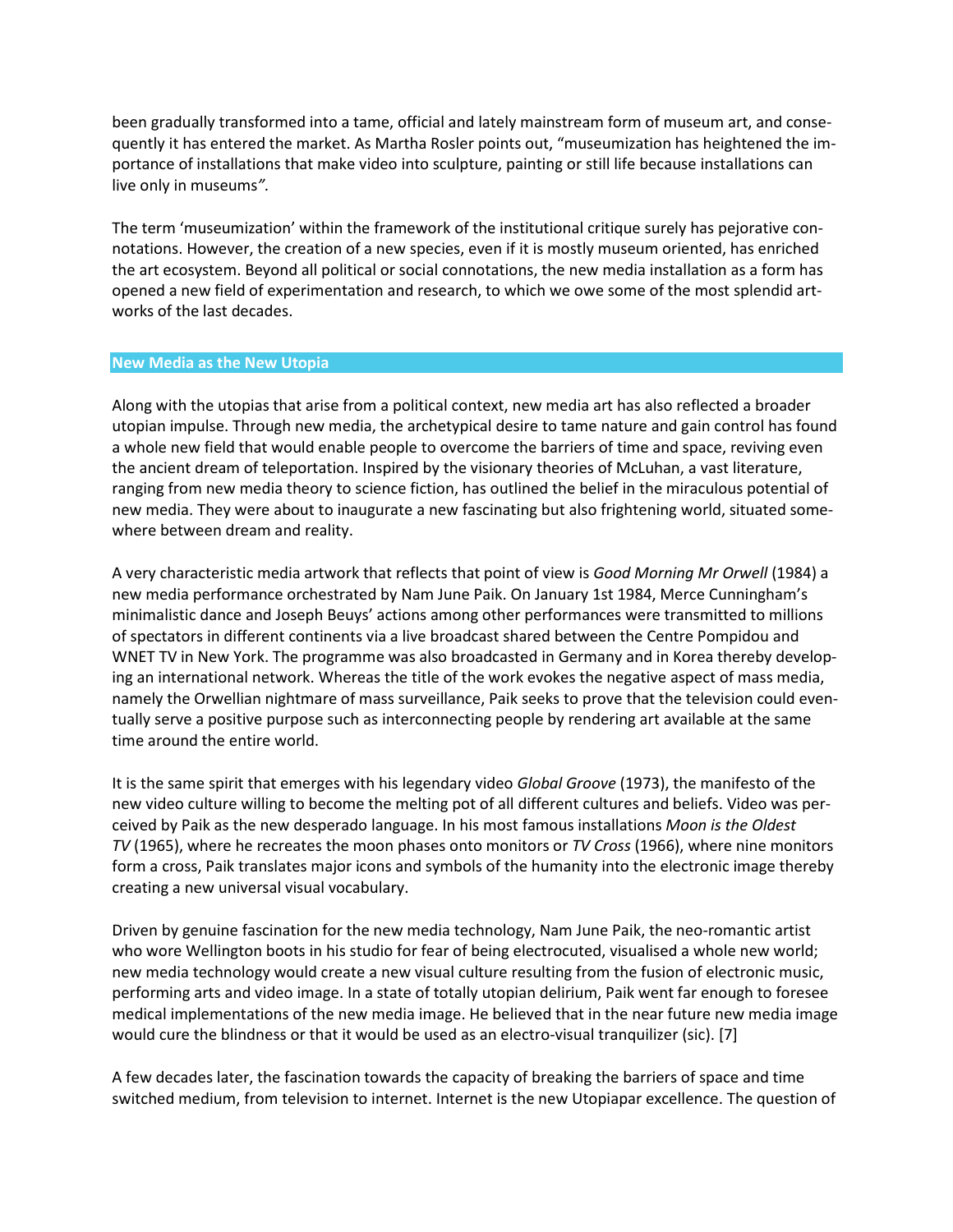been gradually transformed into a tame, official and lately mainstream form of museum art, and consequently it has entered the market. As Martha Rosler points out, "museumization has heightened the importance of installations that make video into sculpture, painting or still life because installations can live only in museums*"*.

The term 'museumization' within the framework of the institutional critique surely has pejorative connotations. However, the creation of a new species, even if it is mostly museum oriented, has enriched the art ecosystem. Beyond all political or social connotations, the new media installation as a form has opened a new field of experimentation and research, to which we owe some of the most splendid artworks of the last decades.

## New Media as the New Utopia

Along with the utopias that arise from a political context, new media art has also reflected a broader utopian impulse. Through new media, the archetypical desire to tame nature and gain control has found a whole new field that would enable people to overcome the barriers of time and space, reviving even the ancient dream of teleportation. Inspired by the visionary theories of McLuhan, a vast literature, ranging from new media theory to science fiction, has outlined the belief in the miraculous potential of new media. They were about to inaugurate a new fascinating but also frightening world, situated somewhere between dream and reality.

A very characteristic media artwork that reflects that point of view is *Good Morning Mr Orwell* (1984) a new media performance orchestrated by Nam June Paik. On January 1st 1984, Merce Cunningham's minimalistic dance and Joseph Beuys' actions among other performances were transmitted to millions of spectators in different continents via a live broadcast shared between the Centre Pompidou and WNET TV in New York. The programme was also broadcasted in Germany and in Korea thereby developing an international network. Whereas the title of the work evokes the negative aspect of mass media, namely the Orwellian nightmare of mass surveillance, Paik seeks to prove that the television could eventually serve a positive purpose such as interconnecting people by rendering art available at the same time around the entire world.

It is the same spirit that emerges with his legendary video *Global Groove* (1973), the manifesto of the new video culture willing to become the melting pot of all different cultures and beliefs. Video was perceived by Paik as the new desperado language. In his most famous installations *Moon is the Oldest TV* (1965), where he recreates the moon phases onto monitors or *TV Cross* (1966), where nine monitors form a cross, Paik translates major icons and symbols of the humanity into the electronic image thereby creating a new universal visual vocabulary.

Driven by genuine fascination for the new media technology, Nam June Paik, the neo-romantic artist who wore Wellington boots in his studio for fear of being electrocuted, visualised a whole new world; new media technology would create a new visual culture resulting from the fusion of electronic music, performing arts and video image. In a state of totally utopian delirium, Paik went far enough to foresee medical implementations of the new media image. He believed that in the near future new media image would cure the blindness or that it would be used as an electro-visual tranquilizer (sic). [7]

A few decades later, the fascination towards the capacity of breaking the barriers of space and time switched medium, from television to internet. Internet is the new Utopiapar excellence. The question of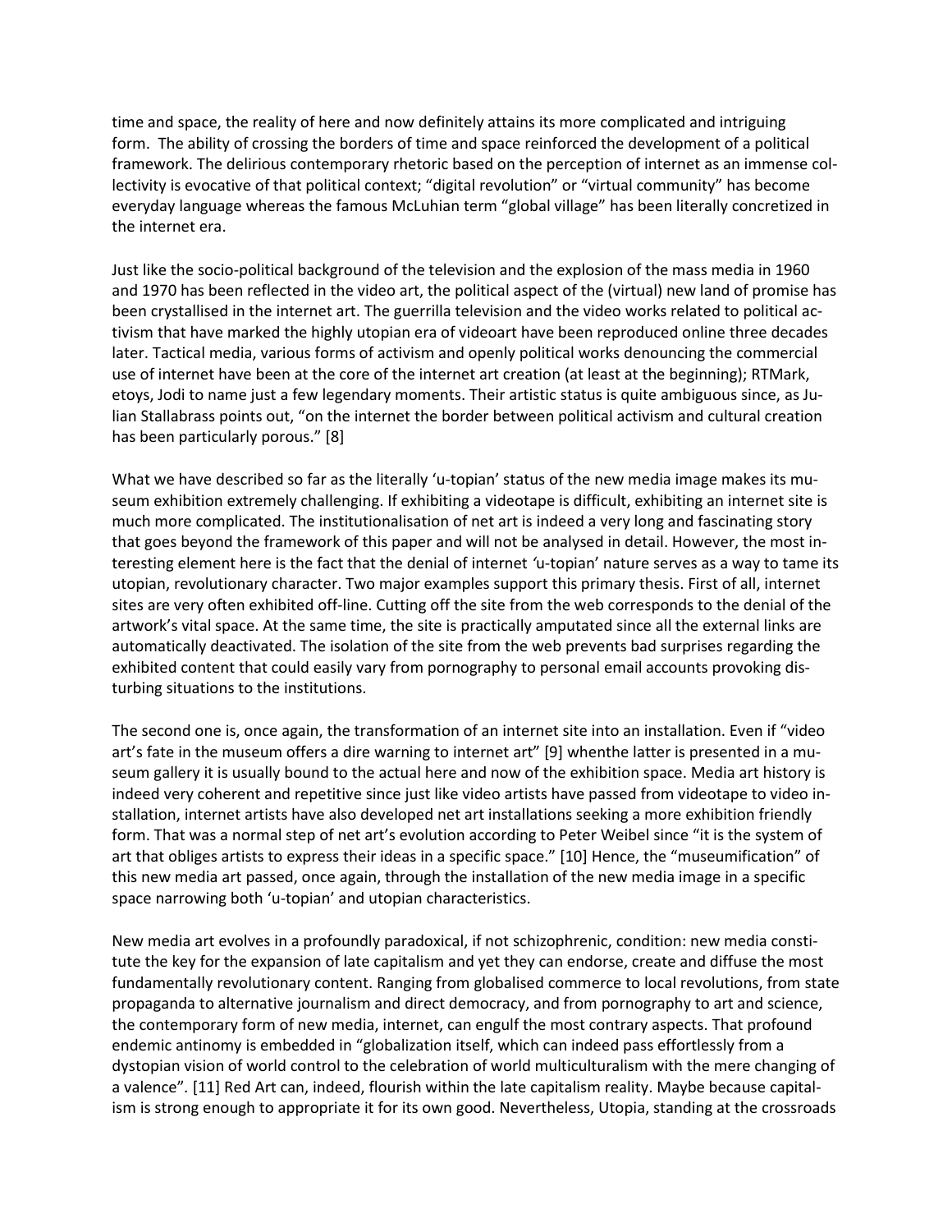time and space, the reality of here and now definitely attains its more complicated and intriguing form. The ability of crossing the borders of time and space reinforced the development of a political framework. The delirious contemporary rhetoric based on the perception of internet as an immense collectivity is evocative of that political context; "digital revolution" or "virtual community" has become everyday language whereas the famous McLuhian term "global village" has been literally concretized in the internet era.

Just like the socio-political background of the television and the explosion of the mass media in 1960 and 1970 has been reflected in the video art, the political aspect of the (virtual) new land of promise has been crystallised in the internet art. The guerrilla television and the video works related to political activism that have marked the highly utopian era of videoart have been reproduced online three decades later. Tactical media, various forms of activism and openly political works denouncing the commercial use of internet have been at the core of the internet art creation (at least at the beginning); RTMark, etoys, Jodi to name just a few legendary moments. Their artistic status is quite ambiguous since, as Julian Stallabrass points out, "on the internet the border between political activism and cultural creation has been particularly porous." [8]

What we have described so far as the literally 'u-topian' status of the new media image makes its museum exhibition extremely challenging. If exhibiting a videotape is difficult, exhibiting an internet site is much more complicated. The institutionalisation of net art is indeed a very long and fascinating story that goes beyond the framework of this paper and will not be analysed in detail. However, the most interesting element here is the fact that the denial of internet 'u-topian' nature serves as a way to tame its utopian, revolutionary character. Two major examples support this primary thesis. First of all, internet sites are very often exhibited off-line. Cutting off the site from the web corresponds to the denial of the artwork's vital space. At the same time, the site is practically amputated since all the external links are automatically deactivated. The isolation of the site from the web prevents bad surprises regarding the exhibited content that could easily vary from pornography to personal email accounts provoking disturbing situations to the institutions.

The second one is, once again, the transformation of an internet site into an installation. Even if "video art's fate in the museum offers a dire warning to internet art" [9] whenthe latter is presented in a museum gallery it is usually bound to the actual here and now of the exhibition space. Media art history is indeed very coherent and repetitive since just like video artists have passed from videotape to video installation, internet artists have also developed net art installations seeking a more exhibition friendly form. That was a normal step of net art's evolution according to Peter Weibel since "it is the system of art that obliges artists to express their ideas in a specific space." [10] Hence, the "museumification" of this new media art passed, once again, through the installation of the new media image in a specific space narrowing both 'u-topian' and utopian characteristics.

New media art evolves in a profoundly paradoxical, if not schizophrenic, condition: new media constitute the key for the expansion of late capitalism and yet they can endorse, create and diffuse the most fundamentally revolutionary content. Ranging from globalised commerce to local revolutions, from state propaganda to alternative journalism and direct democracy, and from pornography to art and science, the contemporary form of new media, internet, can engulf the most contrary aspects. That profound endemic antinomy is embedded in "globalization itself, which can indeed pass effortlessly from a dystopian vision of world control to the celebration of world multiculturalism with the mere changing of a valence". [11] Red Art can, indeed, flourish within the late capitalism reality. Maybe because capitalism is strong enough to appropriate it for its own good. Nevertheless, Utopia, standing at the crossroads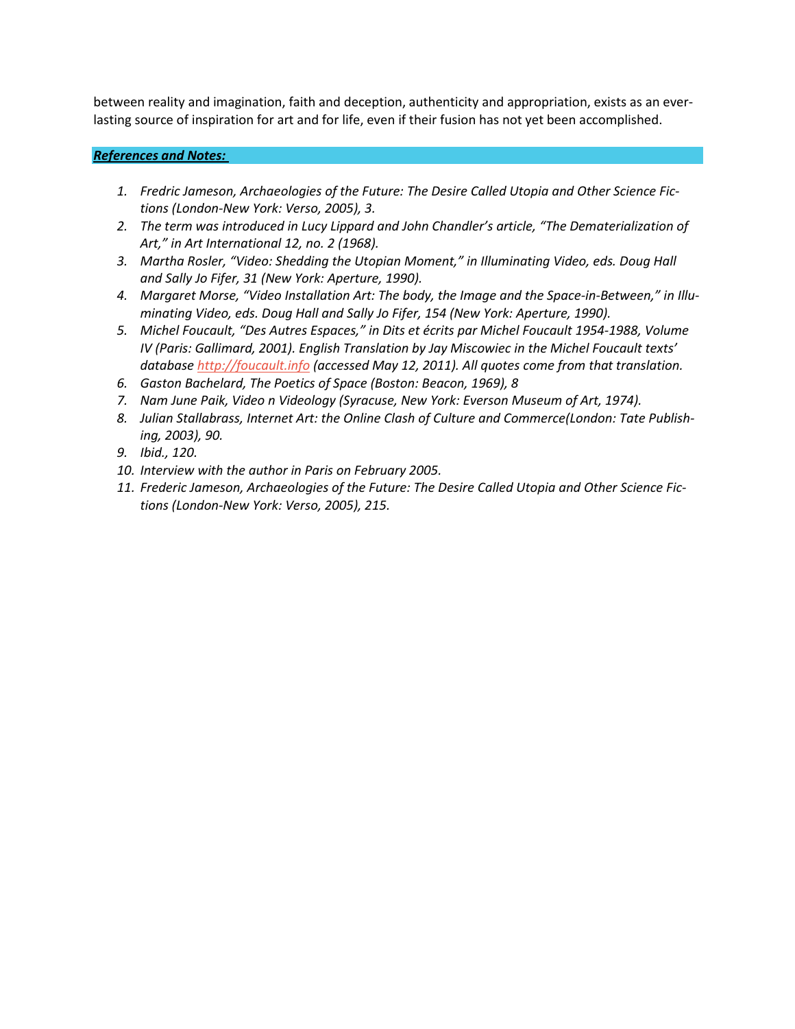between reality and imagination, faith and deception, authenticity and appropriation, exists as an ever-lasting source of inspiration for art and for life, even if their fusion has not yet been accomplished.

***References and Notes:***

1. *Fredric Jameson, Archaeologies of the Future: The Desire Called Utopia and Other Science Fictions (London-New York: Verso, 2005), 3.*
2. *The term was introduced in Lucy Lippard and John Chandler's article, "The Dematerialization of Art," in Art International 12, no. 2 (1968).*
3. *Martha Rosler, "Video: Shedding the Utopian Moment," in Illuminating Video, eds. Doug Hall and Sally Jo Fifer, 31 (New York: Aperture, 1990).*
4. *Margaret Morse, "Video Installation Art: The body, the Image and the Space-in-Between," in Illuminating Video, eds. Doug Hall and Sally Jo Fifer, 154 (New York: Aperture, 1990).*
5. *Michel Foucault, "Des Autres Espaces," in Dits et écrits par Michel Foucault 1954-1988, Volume IV (Paris: Gallimard, 2001). English Translation by Jay Miscowiec in the Michel Foucault texts' database [http://foucault.info](http://foucault.info) (accessed May 12, 2011). All quotes come from that translation.*
6. *Gaston Bachelard, The Poetics of Space (Boston: Beacon, 1969), 8*
7. *Nam June Paik, Video n Videology (Syracuse, New York: Everson Museum of Art, 1974).*
8. *Julian Stallabrass, Internet Art: the Online Clash of Culture and Commerce(London: Tate Publishing, 2003), 90.*
9. *Ibid., 120.*
10. *Interview with the author in Paris on February 2005.*
11. *Frederic Jameson, Archaeologies of the Future: The Desire Called Utopia and Other Science Fictions (London-New York: Verso, 2005), 215.*